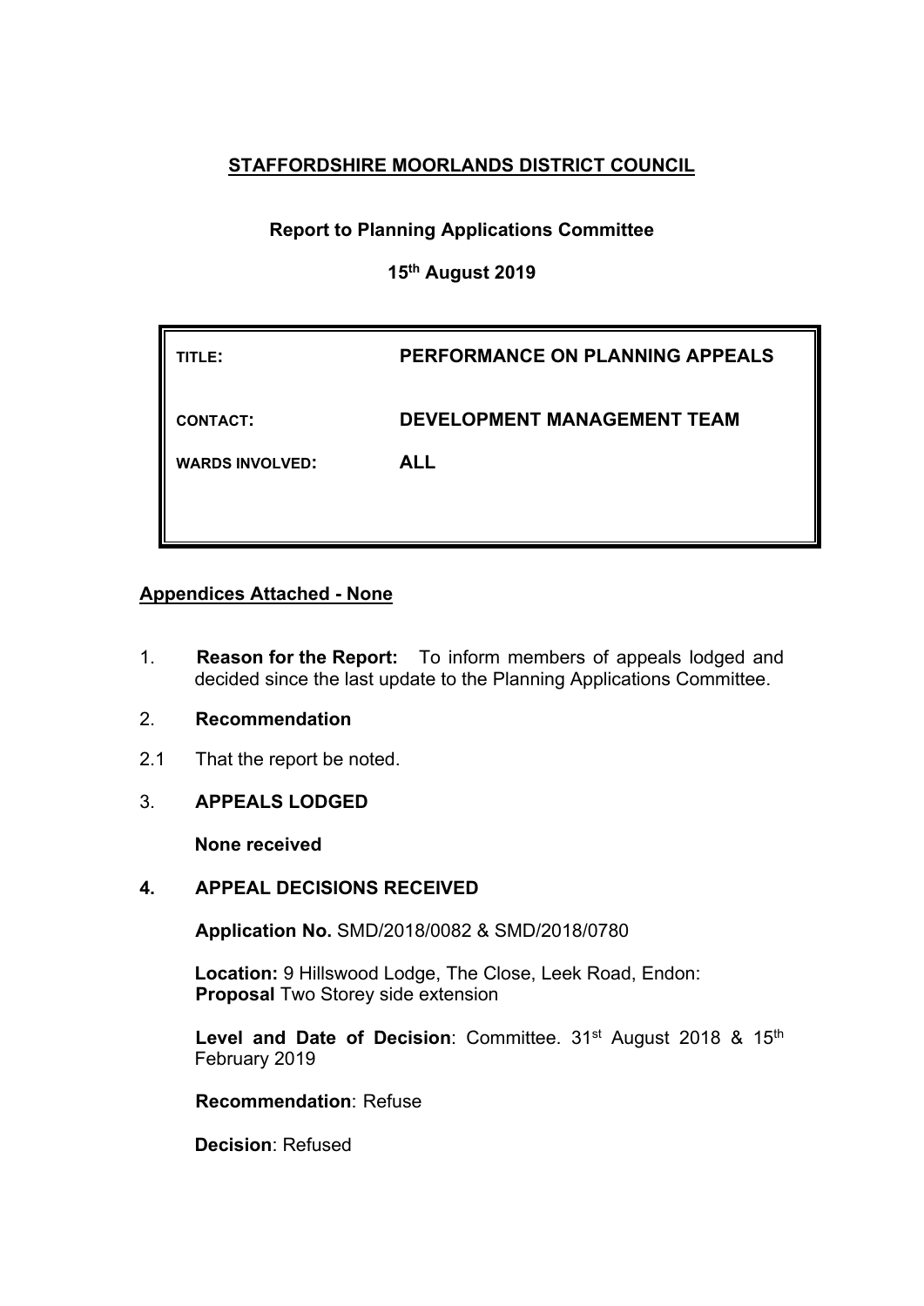**STAFFORDSHIRE MOORLANDS DISTRICT COUNCIL**

**Report to Planning Applications Committee**

**15th August 2019**

| | |
|---|---|
| **TITLE:** | **PERFORMANCE ON PLANNING APPEALS** |
| **CONTACT:** | **DEVELOPMENT MANAGEMENT TEAM** |
| **WARDS INVOLVED:** | **ALL** |

**Appendices Attached - None**

1. **Reason for the Report:** To inform members of appeals lodged and decided since the last update to the Planning Applications Committee.

2. **Recommendation**

2.1 That the report be noted.

3. **APPEALS LODGED**

**None received**

4. **APPEAL DECISIONS RECEIVED**

**Application No.** SMD/2018/0082 & SMD/2018/0780

**Location:** 9 Hillswood Lodge, The Close, Leek Road, Endon:
**Proposal** Two Storey side extension

**Level and Date of Decision**: Committee. 31st August 2018 & 15th February 2019

**Recommendation**: Refuse

**Decision**: Refused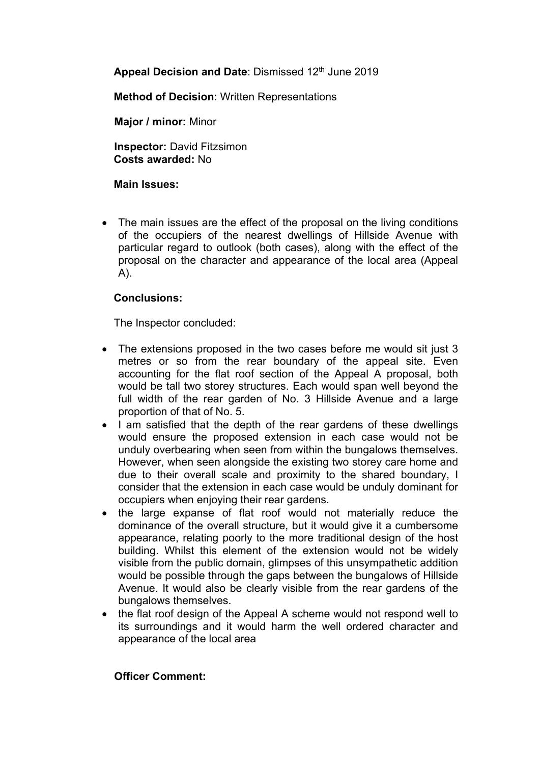**Appeal Decision and Date**: Dismissed 12th June 2019

**Method of Decision**: Written Representations

**Major / minor:** Minor

**Inspector:** David Fitzsimon
**Costs awarded:** No

**Main Issues:**

- The main issues are the effect of the proposal on the living conditions of the occupiers of the nearest dwellings of Hillside Avenue with particular regard to outlook (both cases), along with the effect of the proposal on the character and appearance of the local area (Appeal A).

**Conclusions:**

The Inspector concluded:

- The extensions proposed in the two cases before me would sit just 3 metres or so from the rear boundary of the appeal site. Even accounting for the flat roof section of the Appeal A proposal, both would be tall two storey structures. Each would span well beyond the full width of the rear garden of No. 3 Hillside Avenue and a large proportion of that of No. 5.
- I am satisfied that the depth of the rear gardens of these dwellings would ensure the proposed extension in each case would not be unduly overbearing when seen from within the bungalows themselves. However, when seen alongside the existing two storey care home and due to their overall scale and proximity to the shared boundary, I consider that the extension in each case would be unduly dominant for occupiers when enjoying their rear gardens.
- the large expanse of flat roof would not materially reduce the dominance of the overall structure, but it would give it a cumbersome appearance, relating poorly to the more traditional design of the host building. Whilst this element of the extension would not be widely visible from the public domain, glimpses of this unsympathetic addition would be possible through the gaps between the bungalows of Hillside Avenue. It would also be clearly visible from the rear gardens of the bungalows themselves.
- the flat roof design of the Appeal A scheme would not respond well to its surroundings and it would harm the well ordered character and appearance of the local area

**Officer Comment:**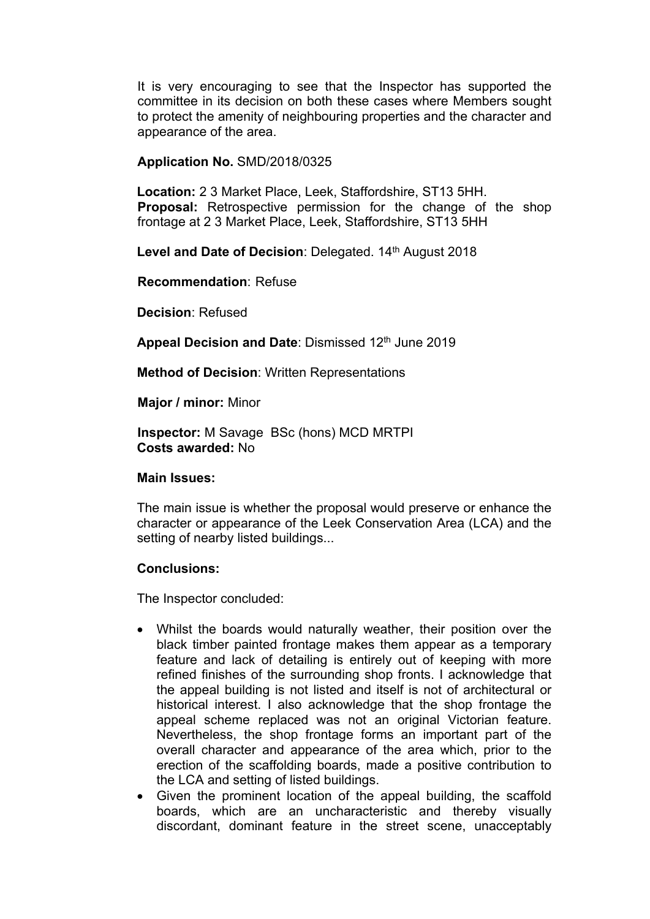It is very encouraging to see that the Inspector has supported the committee in its decision on both these cases where Members sought to protect the amenity of neighbouring properties and the character and appearance of the area.

**Application No.** SMD/2018/0325

**Location:** 2 3 Market Place, Leek, Staffordshire, ST13 5HH.
**Proposal:** Retrospective permission for the change of the shop frontage at 2 3 Market Place, Leek, Staffordshire, ST13 5HH

**Level and Date of Decision**: Delegated. 14th August 2018

**Recommendation**: Refuse

**Decision**: Refused

**Appeal Decision and Date**: Dismissed 12th June 2019

**Method of Decision**: Written Representations

**Major / minor:** Minor

**Inspector:** M Savage BSc (hons) MCD MRTPI
**Costs awarded:** No

**Main Issues:**

The main issue is whether the proposal would preserve or enhance the character or appearance of the Leek Conservation Area (LCA) and the setting of nearby listed buildings...

**Conclusions:**

The Inspector concluded:

- Whilst the boards would naturally weather, their position over the black timber painted frontage makes them appear as a temporary feature and lack of detailing is entirely out of keeping with more refined finishes of the surrounding shop fronts. I acknowledge that the appeal building is not listed and itself is not of architectural or historical interest. I also acknowledge that the shop frontage the appeal scheme replaced was not an original Victorian feature. Nevertheless, the shop frontage forms an important part of the overall character and appearance of the area which, prior to the erection of the scaffolding boards, made a positive contribution to the LCA and setting of listed buildings.
- Given the prominent location of the appeal building, the scaffold boards, which are an uncharacteristic and thereby visually discordant, dominant feature in the street scene, unacceptably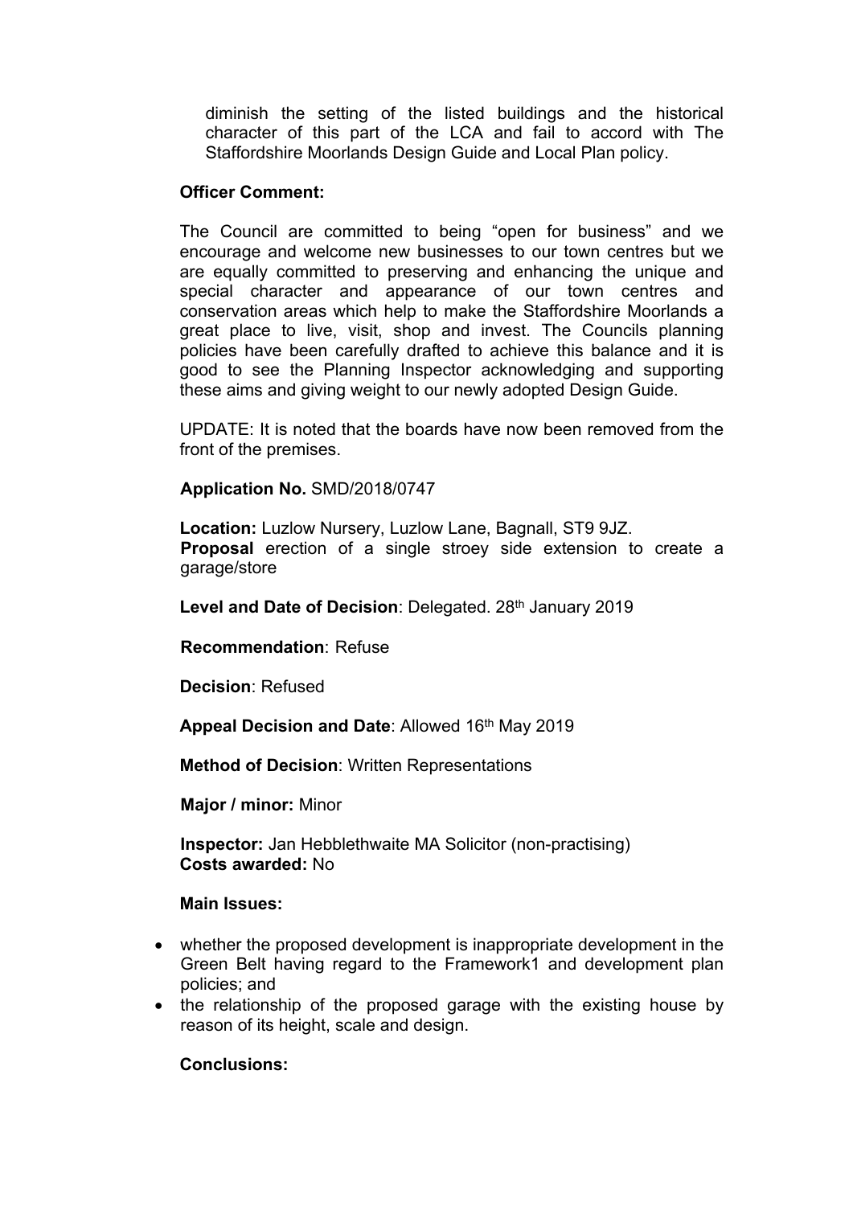diminish the setting of the listed buildings and the historical character of this part of the LCA and fail to accord with The Staffordshire Moorlands Design Guide and Local Plan policy.

**Officer Comment:**

The Council are committed to being "open for business" and we encourage and welcome new businesses to our town centres but we are equally committed to preserving and enhancing the unique and special character and appearance of our town centres and conservation areas which help to make the Staffordshire Moorlands a great place to live, visit, shop and invest. The Councils planning policies have been carefully drafted to achieve this balance and it is good to see the Planning Inspector acknowledging and supporting these aims and giving weight to our newly adopted Design Guide.

UPDATE: It is noted that the boards have now been removed from the front of the premises.

**Application No.** SMD/2018/0747

**Location:** Luzlow Nursery, Luzlow Lane, Bagnall, ST9 9JZ.
**Proposal** erection of a single stroey side extension to create a garage/store

**Level and Date of Decision**: Delegated. 28th January 2019

**Recommendation**: Refuse

**Decision**: Refused

**Appeal Decision and Date**: Allowed 16th May 2019

**Method of Decision**: Written Representations

**Major / minor:** Minor

**Inspector:** Jan Hebblethwaite MA Solicitor (non-practising)
**Costs awarded:** No

**Main Issues:**

- whether the proposed development is inappropriate development in the Green Belt having regard to the Framework1 and development plan policies; and
- the relationship of the proposed garage with the existing house by reason of its height, scale and design.

**Conclusions:**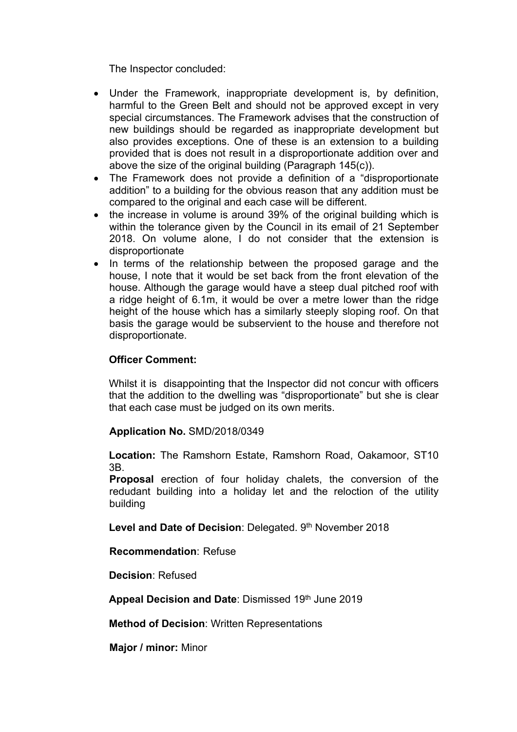The Inspector concluded:

- Under the Framework, inappropriate development is, by definition, harmful to the Green Belt and should not be approved except in very special circumstances. The Framework advises that the construction of new buildings should be regarded as inappropriate development but also provides exceptions. One of these is an extension to a building provided that is does not result in a disproportionate addition over and above the size of the original building (Paragraph 145(c)).
- The Framework does not provide a definition of a "disproportionate addition" to a building for the obvious reason that any addition must be compared to the original and each case will be different.
- the increase in volume is around 39% of the original building which is within the tolerance given by the Council in its email of 21 September 2018. On volume alone, I do not consider that the extension is disproportionate
- In terms of the relationship between the proposed garage and the house, I note that it would be set back from the front elevation of the house. Although the garage would have a steep dual pitched roof with a ridge height of 6.1m, it would be over a metre lower than the ridge height of the house which has a similarly steeply sloping roof. On that basis the garage would be subservient to the house and therefore not disproportionate.

**Officer Comment:**

Whilst it is disappointing that the Inspector did not concur with officers that the addition to the dwelling was "disproportionate" but she is clear that each case must be judged on its own merits.

**Application No.** SMD/2018/0349

**Location:** The Ramshorn Estate, Ramshorn Road, Oakamoor, ST10 3B.

**Proposal** erection of four holiday chalets, the conversion of the redudant building into a holiday let and the reloction of the utility building

**Level and Date of Decision**: Delegated. 9th November 2018

**Recommendation**: Refuse

**Decision**: Refused

**Appeal Decision and Date**: Dismissed 19th June 2019

**Method of Decision**: Written Representations

**Major / minor:** Minor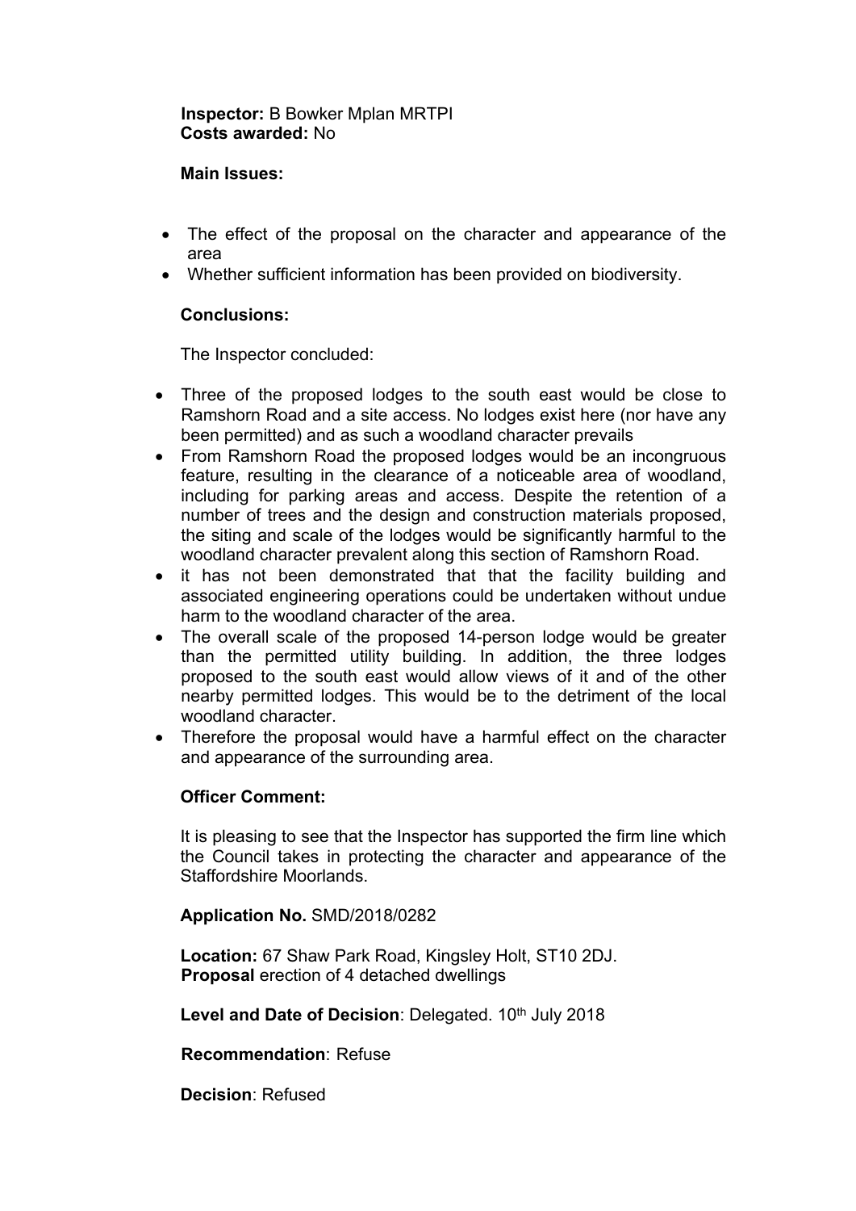**Inspector:** B Bowker Mplan MRTPI
**Costs awarded:** No

**Main Issues:**

- The effect of the proposal on the character and appearance of the area
- Whether sufficient information has been provided on biodiversity.

**Conclusions:**

The Inspector concluded:

- Three of the proposed lodges to the south east would be close to Ramshorn Road and a site access. No lodges exist here (nor have any been permitted) and as such a woodland character prevails
- From Ramshorn Road the proposed lodges would be an incongruous feature, resulting in the clearance of a noticeable area of woodland, including for parking areas and access. Despite the retention of a number of trees and the design and construction materials proposed, the siting and scale of the lodges would be significantly harmful to the woodland character prevalent along this section of Ramshorn Road.
- it has not been demonstrated that that the facility building and associated engineering operations could be undertaken without undue harm to the woodland character of the area.
- The overall scale of the proposed 14-person lodge would be greater than the permitted utility building. In addition, the three lodges proposed to the south east would allow views of it and of the other nearby permitted lodges. This would be to the detriment of the local woodland character.
- Therefore the proposal would have a harmful effect on the character and appearance of the surrounding area.

**Officer Comment:**

It is pleasing to see that the Inspector has supported the firm line which the Council takes in protecting the character and appearance of the Staffordshire Moorlands.

**Application No.** SMD/2018/0282

**Location:** 67 Shaw Park Road, Kingsley Holt, ST10 2DJ.
**Proposal** erection of 4 detached dwellings

**Level and Date of Decision**: Delegated. 10th July 2018

**Recommendation**: Refuse

**Decision**: Refused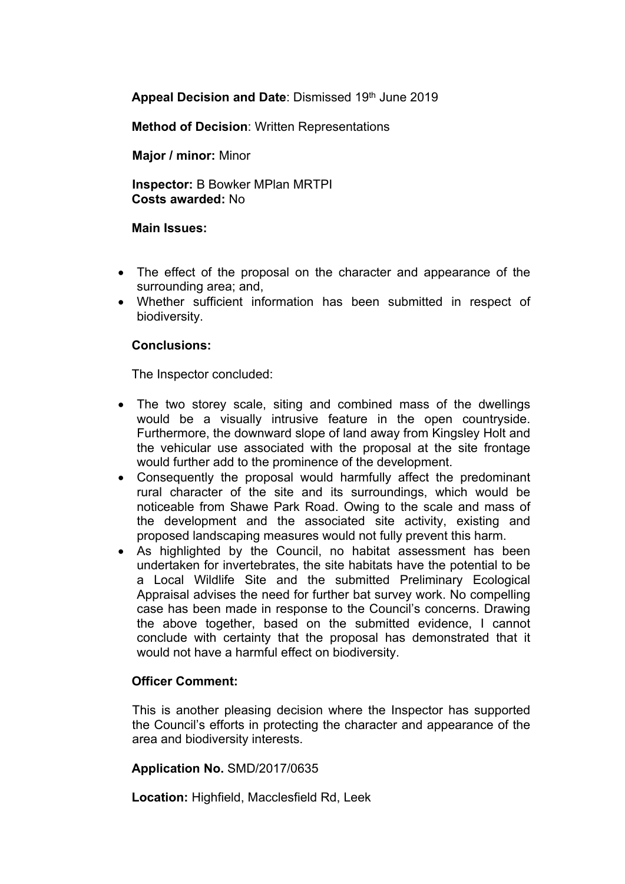**Appeal Decision and Date**: Dismissed 19th June 2019

**Method of Decision**: Written Representations

**Major / minor:** Minor

**Inspector:** B Bowker MPlan MRTPI
**Costs awarded:** No

**Main Issues:**

- The effect of the proposal on the character and appearance of the surrounding area; and,
- Whether sufficient information has been submitted in respect of biodiversity.

**Conclusions:**

The Inspector concluded:

- The two storey scale, siting and combined mass of the dwellings would be a visually intrusive feature in the open countryside. Furthermore, the downward slope of land away from Kingsley Holt and the vehicular use associated with the proposal at the site frontage would further add to the prominence of the development.
- Consequently the proposal would harmfully affect the predominant rural character of the site and its surroundings, which would be noticeable from Shawe Park Road. Owing to the scale and mass of the development and the associated site activity, existing and proposed landscaping measures would not fully prevent this harm.
- As highlighted by the Council, no habitat assessment has been undertaken for invertebrates, the site habitats have the potential to be a Local Wildlife Site and the submitted Preliminary Ecological Appraisal advises the need for further bat survey work. No compelling case has been made in response to the Council's concerns. Drawing the above together, based on the submitted evidence, I cannot conclude with certainty that the proposal has demonstrated that it would not have a harmful effect on biodiversity.

**Officer Comment:**

This is another pleasing decision where the Inspector has supported the Council's efforts in protecting the character and appearance of the area and biodiversity interests.

**Application No.** SMD/2017/0635

**Location:** Highfield, Macclesfield Rd, Leek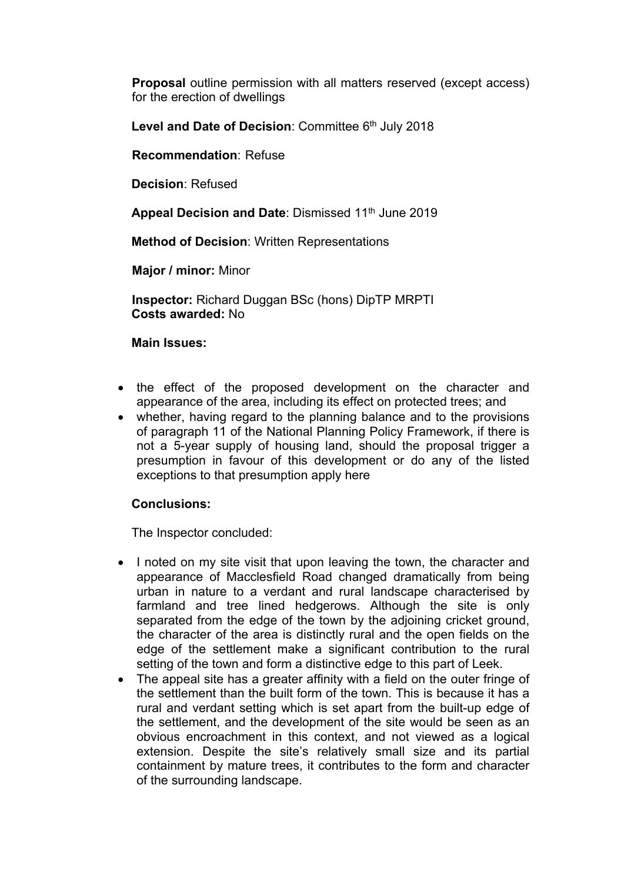**Proposal** outline permission with all matters reserved (except access) for the erection of dwellings

**Level and Date of Decision**: Committee 6th July 2018

**Recommendation**: Refuse

**Decision**: Refused

**Appeal Decision and Date**: Dismissed 11th June 2019

**Method of Decision**: Written Representations

**Major / minor:** Minor

**Inspector:** Richard Duggan BSc (hons) DipTP MRPTI
**Costs awarded:** No

**Main Issues:**

- the effect of the proposed development on the character and appearance of the area, including its effect on protected trees; and
- whether, having regard to the planning balance and to the provisions of paragraph 11 of the National Planning Policy Framework, if there is not a 5-year supply of housing land, should the proposal trigger a presumption in favour of this development or do any of the listed exceptions to that presumption apply here

**Conclusions:**

The Inspector concluded:

- I noted on my site visit that upon leaving the town, the character and appearance of Macclesfield Road changed dramatically from being urban in nature to a verdant and rural landscape characterised by farmland and tree lined hedgerows. Although the site is only separated from the edge of the town by the adjoining cricket ground, the character of the area is distinctly rural and the open fields on the edge of the settlement make a significant contribution to the rural setting of the town and form a distinctive edge to this part of Leek.
- The appeal site has a greater affinity with a field on the outer fringe of the settlement than the built form of the town. This is because it has a rural and verdant setting which is set apart from the built-up edge of the settlement, and the development of the site would be seen as an obvious encroachment in this context, and not viewed as a logical extension. Despite the site's relatively small size and its partial containment by mature trees, it contributes to the form and character of the surrounding landscape.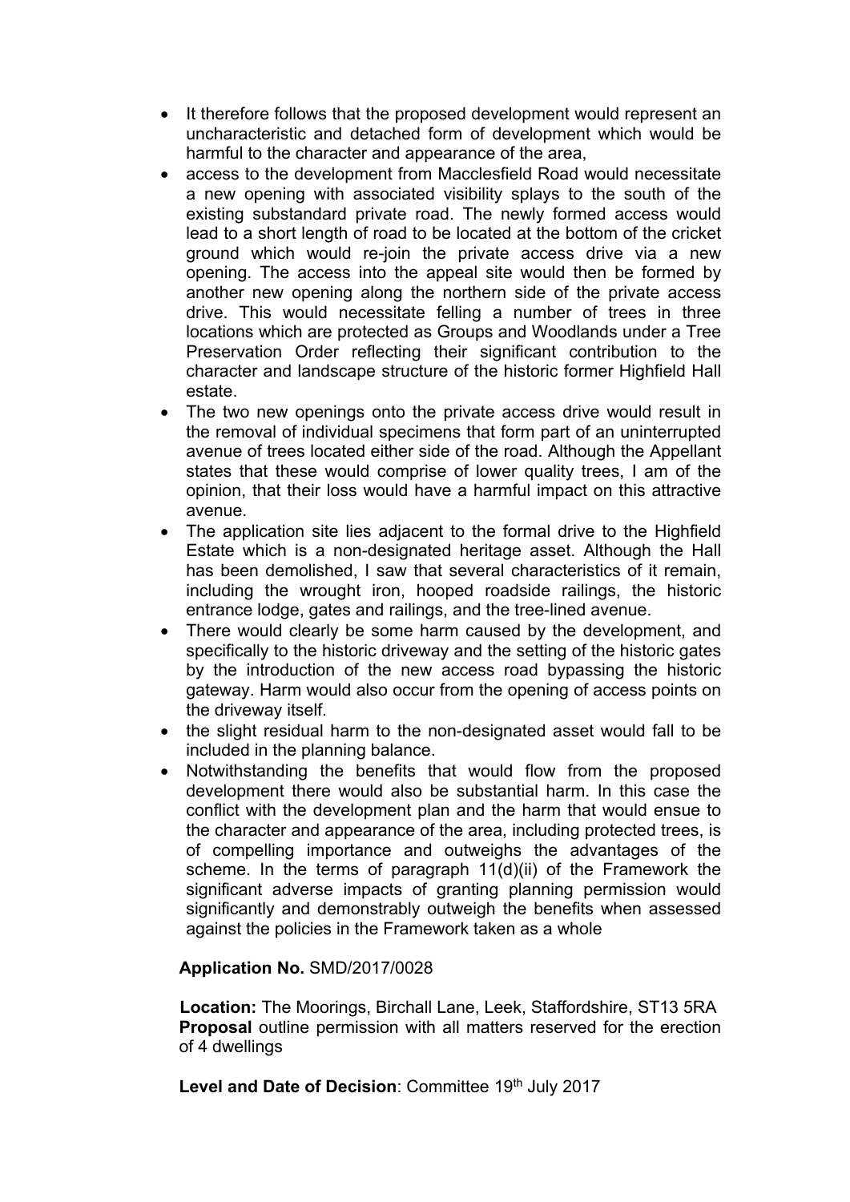- It therefore follows that the proposed development would represent an uncharacteristic and detached form of development which would be harmful to the character and appearance of the area,
- access to the development from Macclesfield Road would necessitate a new opening with associated visibility splays to the south of the existing substandard private road. The newly formed access would lead to a short length of road to be located at the bottom of the cricket ground which would re-join the private access drive via a new opening. The access into the appeal site would then be formed by another new opening along the northern side of the private access drive. This would necessitate felling a number of trees in three locations which are protected as Groups and Woodlands under a Tree Preservation Order reflecting their significant contribution to the character and landscape structure of the historic former Highfield Hall estate.
- The two new openings onto the private access drive would result in the removal of individual specimens that form part of an uninterrupted avenue of trees located either side of the road. Although the Appellant states that these would comprise of lower quality trees, I am of the opinion, that their loss would have a harmful impact on this attractive avenue.
- The application site lies adjacent to the formal drive to the Highfield Estate which is a non-designated heritage asset. Although the Hall has been demolished, I saw that several characteristics of it remain, including the wrought iron, hooped roadside railings, the historic entrance lodge, gates and railings, and the tree-lined avenue.
- There would clearly be some harm caused by the development, and specifically to the historic driveway and the setting of the historic gates by the introduction of the new access road bypassing the historic gateway. Harm would also occur from the opening of access points on the driveway itself.
- the slight residual harm to the non-designated asset would fall to be included in the planning balance.
- Notwithstanding the benefits that would flow from the proposed development there would also be substantial harm. In this case the conflict with the development plan and the harm that would ensue to the character and appearance of the area, including protected trees, is of compelling importance and outweighs the advantages of the scheme. In the terms of paragraph 11(d)(ii) of the Framework the significant adverse impacts of granting planning permission would significantly and demonstrably outweigh the benefits when assessed against the policies in the Framework taken as a whole

**Application No.** SMD/2017/0028

**Location:** The Moorings, Birchall Lane, Leek, Staffordshire, ST13 5RA
**Proposal** outline permission with all matters reserved for the erection of 4 dwellings

**Level and Date of Decision**: Committee 19th July 2017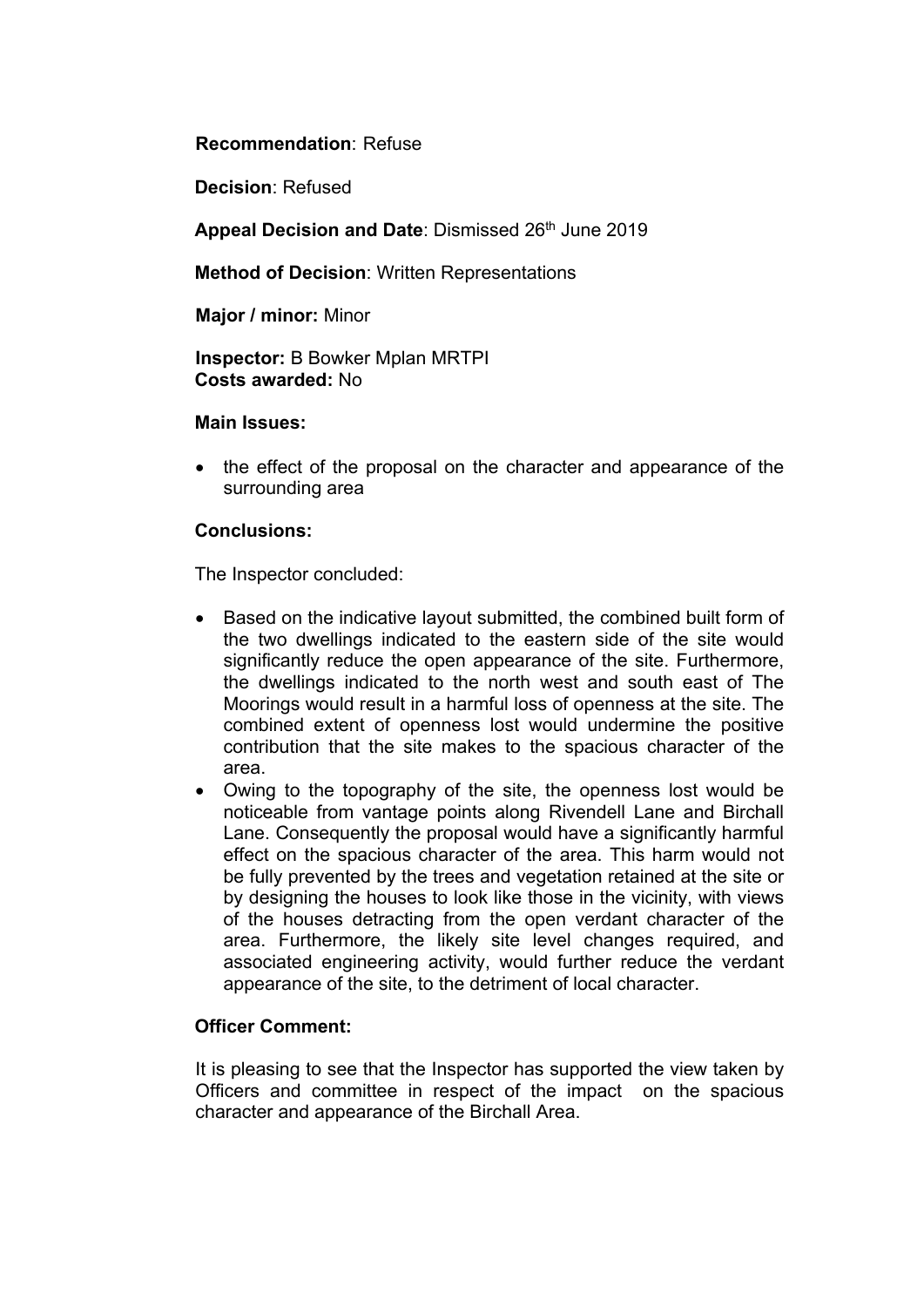**Recommendation**: Refuse

**Decision**: Refused

**Appeal Decision and Date**: Dismissed 26th June 2019

**Method of Decision**: Written Representations

**Major / minor:** Minor

**Inspector:** B Bowker Mplan MRTPI
**Costs awarded:** No

**Main Issues:**

- the effect of the proposal on the character and appearance of the surrounding area

**Conclusions:**

The Inspector concluded:

- Based on the indicative layout submitted, the combined built form of the two dwellings indicated to the eastern side of the site would significantly reduce the open appearance of the site. Furthermore, the dwellings indicated to the north west and south east of The Moorings would result in a harmful loss of openness at the site. The combined extent of openness lost would undermine the positive contribution that the site makes to the spacious character of the area.
- Owing to the topography of the site, the openness lost would be noticeable from vantage points along Rivendell Lane and Birchall Lane. Consequently the proposal would have a significantly harmful effect on the spacious character of the area. This harm would not be fully prevented by the trees and vegetation retained at the site or by designing the houses to look like those in the vicinity, with views of the houses detracting from the open verdant character of the area. Furthermore, the likely site level changes required, and associated engineering activity, would further reduce the verdant appearance of the site, to the detriment of local character.

**Officer Comment:**

It is pleasing to see that the Inspector has supported the view taken by Officers and committee in respect of the impact on the spacious character and appearance of the Birchall Area.